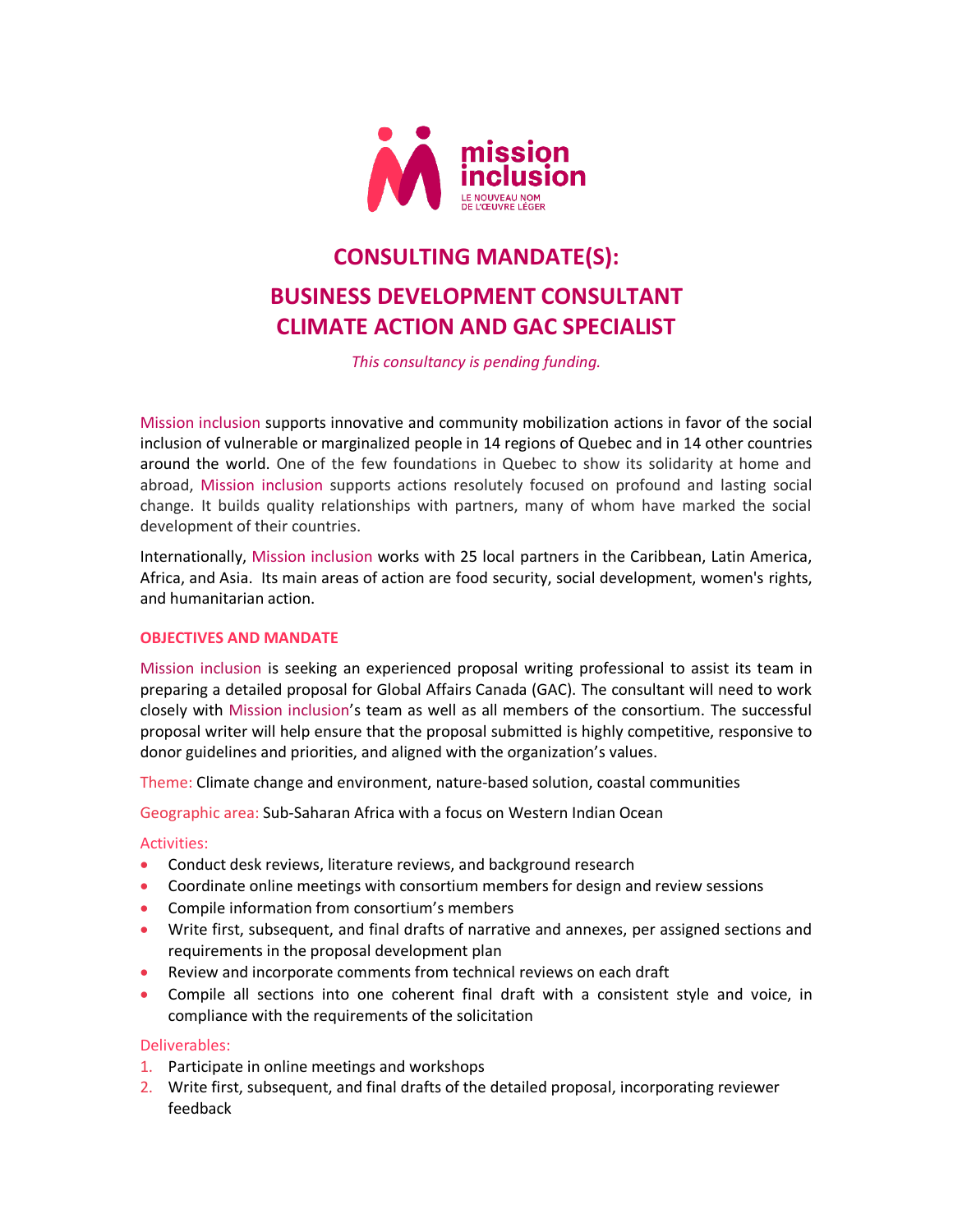mission inclusion

LE NOUVEAU NOM DE L'ŒUVRE LÉGER

# CONSULTING MANDATE(S):

# BUSINESS DEVELOPMENT CONSULTANT CLIMATE ACTION AND GAC SPECIALIST

*This consultancy is pending funding.*

Mission inclusion supports innovative and community mobilization actions in favor of the social inclusion of vulnerable or marginalized people in 14 regions of Quebec and in 14 other countries around the world. One of the few foundations in Quebec to show its solidarity at home and abroad, Mission inclusion supports actions resolutely focused on profound and lasting social change. It builds quality relationships with partners, many of whom have marked the social development of their countries.

Internationally, Mission inclusion works with 25 local partners in the Caribbean, Latin America, Africa, and Asia. Its main areas of action are food security, social development, women's rights, and humanitarian action.

## OBJECTIVES AND MANDATE

Mission inclusion is seeking an experienced proposal writing professional to assist its team in preparing a detailed proposal for Global Affairs Canada (GAC). The consultant will need to work closely with Mission inclusion's team as well as all members of the consortium. The successful proposal writer will help ensure that the proposal submitted is highly competitive, responsive to donor guidelines and priorities, and aligned with the organization's values.

Theme: Climate change and environment, nature-based solution, coastal communities

Geographic area: Sub-Saharan Africa with a focus on Western Indian Ocean

Activities:

- Conduct desk reviews, literature reviews, and background research
- Coordinate online meetings with consortium members for design and review sessions
- Compile information from consortium's members
- Write first, subsequent, and final drafts of narrative and annexes, per assigned sections and requirements in the proposal development plan
- Review and incorporate comments from technical reviews on each draft
- Compile all sections into one coherent final draft with a consistent style and voice, in compliance with the requirements of the solicitation

Deliverables:

1. Participate in online meetings and workshops
2. Write first, subsequent, and final drafts of the detailed proposal, incorporating reviewer feedback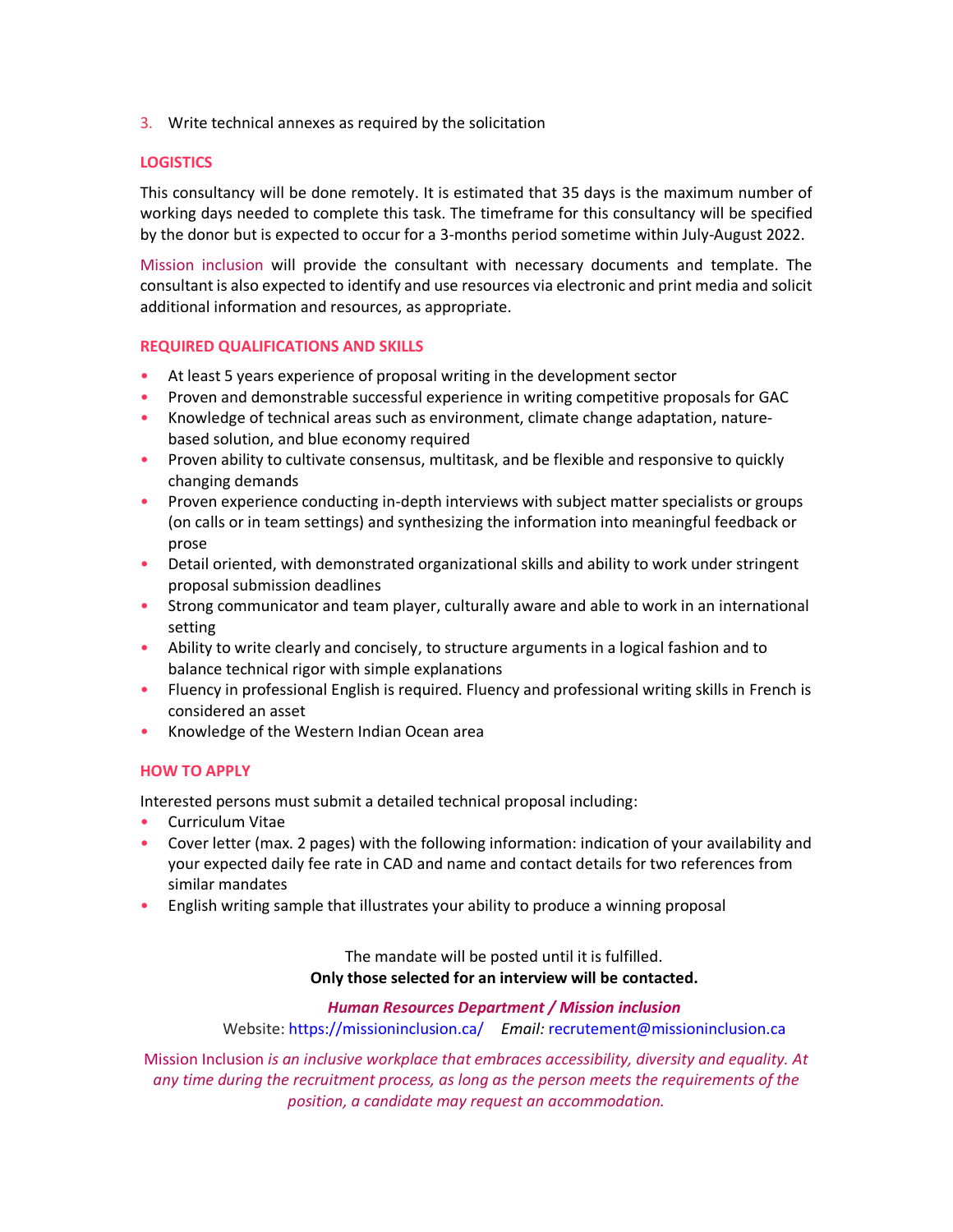3. Write technical annexes as required by the solicitation

## LOGISTICS

This consultancy will be done remotely. It is estimated that 35 days is the maximum number of working days needed to complete this task. The timeframe for this consultancy will be specified by the donor but is expected to occur for a 3-months period sometime within July-August 2022.

Mission inclusion will provide the consultant with necessary documents and template. The consultant is also expected to identify and use resources via electronic and print media and solicit additional information and resources, as appropriate.

## REQUIRED QUALIFICATIONS AND SKILLS

- At least 5 years experience of proposal writing in the development sector
- Proven and demonstrable successful experience in writing competitive proposals for GAC
- Knowledge of technical areas such as environment, climate change adaptation, nature-based solution, and blue economy required
- Proven ability to cultivate consensus, multitask, and be flexible and responsive to quickly changing demands
- Proven experience conducting in-depth interviews with subject matter specialists or groups (on calls or in team settings) and synthesizing the information into meaningful feedback or prose
- Detail oriented, with demonstrated organizational skills and ability to work under stringent proposal submission deadlines
- Strong communicator and team player, culturally aware and able to work in an international setting
- Ability to write clearly and concisely, to structure arguments in a logical fashion and to balance technical rigor with simple explanations
- Fluency in professional English is required. Fluency and professional writing skills in French is considered an asset
- Knowledge of the Western Indian Ocean area

## HOW TO APPLY

Interested persons must submit a detailed technical proposal including:

- Curriculum Vitae
- Cover letter (max. 2 pages) with the following information: indication of your availability and your expected daily fee rate in CAD and name and contact details for two references from similar mandates
- English writing sample that illustrates your ability to produce a winning proposal

The mandate will be posted until it is fulfilled.
**Only those selected for an interview will be contacted.**

***Human Resources Department / Mission inclusion***
Website: https://missioninclusion.ca/ *Email:* recrutement@missioninclusion.ca

Mission Inclusion *is an inclusive workplace that embraces accessibility, diversity and equality. At any time during the recruitment process, as long as the person meets the requirements of the position, a candidate may request an accommodation.*